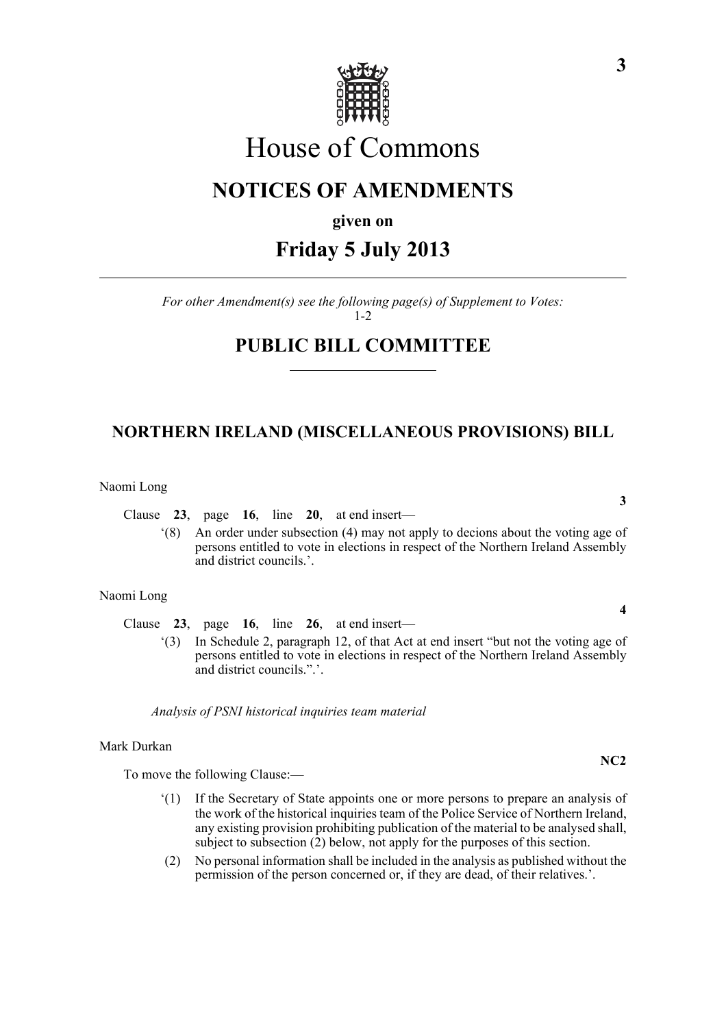# House of Commons

## NOTICES OF AMENDMENTS

**given on**

## Friday 5 July 2013

*For other Amendment(s) see the following page(s) of Supplement to Votes:* 1-2

## PUBLIC BILL COMMITTEE

### NORTHERN IRELAND (MISCELLANEOUS PROVISIONS) BILL

Naomi Long

**3**

Clause **23**, page **16**, line **20**, at end insert—

'(8) An order under subsection (4) may not apply to decions about the voting age of persons entitled to vote in elections in respect of the Northern Ireland Assembly and district councils.'.

Naomi Long

**4**

Clause **23**, page **16**, line **26**, at end insert—

'(3) In Schedule 2, paragraph 12, of that Act at end insert "but not the voting age of persons entitled to vote in elections in respect of the Northern Ireland Assembly and district councils.".'.

*Analysis of PSNI historical inquiries team material*

Mark Durkan

**NC2**

To move the following Clause:—

'(1) If the Secretary of State appoints one or more persons to prepare an analysis of the work of the historical inquiries team of the Police Service of Northern Ireland, any existing provision prohibiting publication of the material to be analysed shall, subject to subsection (2) below, not apply for the purposes of this section.

(2) No personal information shall be included in the analysis as published without the permission of the person concerned or, if they are dead, of their relatives.'.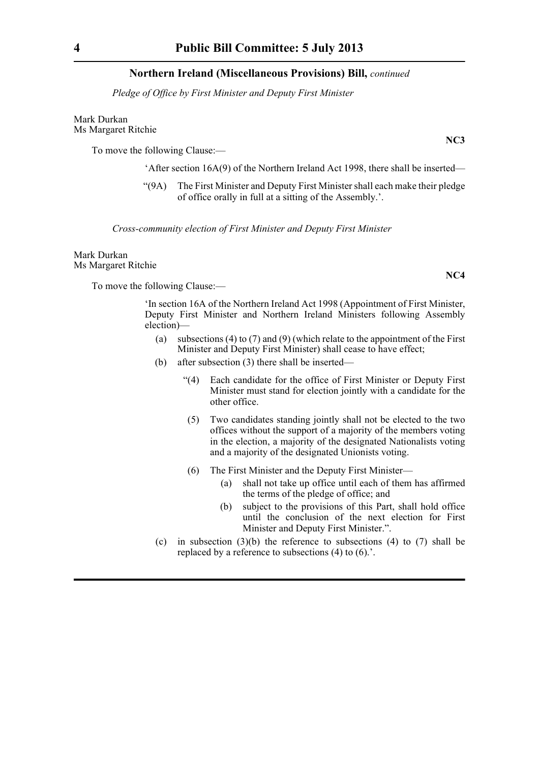**Northern Ireland (Miscellaneous Provisions) Bill,** *continued*

*Pledge of Office by First Minister and Deputy First Minister*

Mark Durkan
Ms Margaret Ritchie

**NC3**

To move the following Clause:—

'After section 16A(9) of the Northern Ireland Act 1998, there shall be inserted—

"(9A) The First Minister and Deputy First Minister shall each make their pledge of office orally in full at a sitting of the Assembly.'.

*Cross-community election of First Minister and Deputy First Minister*

Mark Durkan
Ms Margaret Ritchie

**NC4**

To move the following Clause:—

'In section 16A of the Northern Ireland Act 1998 (Appointment of First Minister, Deputy First Minister and Northern Ireland Ministers following Assembly election)—

(a) subsections (4) to (7) and (9) (which relate to the appointment of the First Minister and Deputy First Minister) shall cease to have effect;

(b) after subsection (3) there shall be inserted—

"(4) Each candidate for the office of First Minister or Deputy First Minister must stand for election jointly with a candidate for the other office.

(5) Two candidates standing jointly shall not be elected to the two offices without the support of a majority of the members voting in the election, a majority of the designated Nationalists voting and a majority of the designated Unionists voting.

(6) The First Minister and the Deputy First Minister—

(a) shall not take up office until each of them has affirmed the terms of the pledge of office; and

(b) subject to the provisions of this Part, shall hold office until the conclusion of the next election for First Minister and Deputy First Minister.".

(c) in subsection (3)(b) the reference to subsections (4) to (7) shall be replaced by a reference to subsections (4) to (6).'.